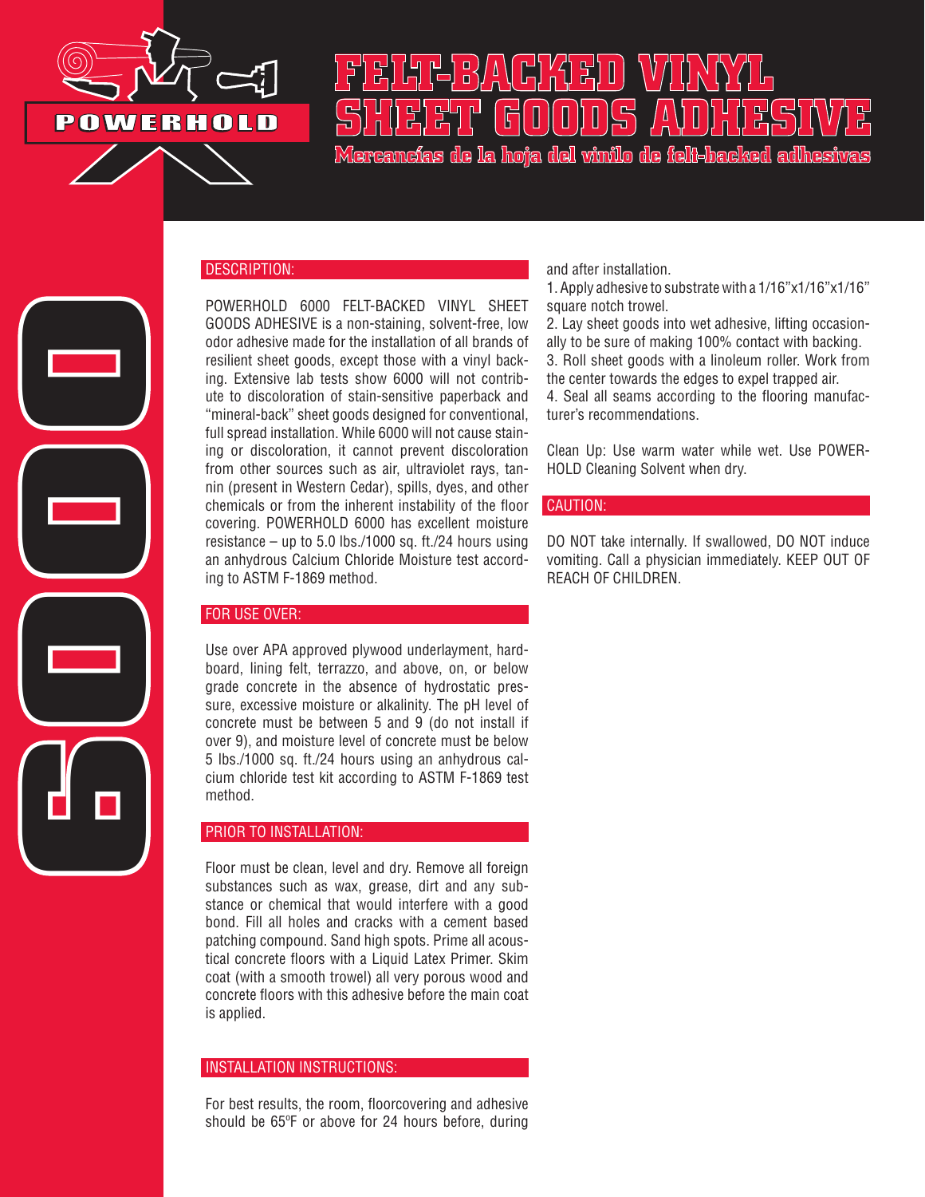POWERHOLD

# FELT-BACKED VINYL SHEET GOODS ADHESIVE

## Mercancías de la hoja del vinilo de felt-backed adhesivas

6000

### DESCRIPTION:

POWERHOLD 6000 FELT-BACKED VINYL SHEET GOODS ADHESIVE is a non-staining, solvent-free, low odor adhesive made for the installation of all brands of resilient sheet goods, except those with a vinyl backing. Extensive lab tests show 6000 will not contribute to discoloration of stain-sensitive paperback and "mineral-back" sheet goods designed for conventional, full spread installation. While 6000 will not cause staining or discoloration, it cannot prevent discoloration from other sources such as air, ultraviolet rays, tannin (present in Western Cedar), spills, dyes, and other chemicals or from the inherent instability of the floor covering. POWERHOLD 6000 has excellent moisture resistance – up to 5.0 lbs./1000 sq. ft./24 hours using an anhydrous Calcium Chloride Moisture test according to ASTM F-1869 method.

### FOR USE OVER:

Use over APA approved plywood underlayment, hardboard, lining felt, terrazzo, and above, on, or below grade concrete in the absence of hydrostatic pressure, excessive moisture or alkalinity. The pH level of concrete must be between 5 and 9 (do not install if over 9), and moisture level of concrete must be below 5 lbs./1000 sq. ft./24 hours using an anhydrous calcium chloride test kit according to ASTM F-1869 test method.

### PRIOR TO INSTALLATION:

Floor must be clean, level and dry. Remove all foreign substances such as wax, grease, dirt and any substance or chemical that would interfere with a good bond. Fill all holes and cracks with a cement based patching compound. Sand high spots. Prime all acoustical concrete floors with a Liquid Latex Primer. Skim coat (with a smooth trowel) all very porous wood and concrete floors with this adhesive before the main coat is applied.

### INSTALLATION INSTRUCTIONS:

For best results, the room, floorcovering and adhesive should be 65ºF or above for 24 hours before, during and after installation.

1. Apply adhesive to substrate with a 1/16"x1/16"x1/16" square notch trowel.
2. Lay sheet goods into wet adhesive, lifting occasionally to be sure of making 100% contact with backing.
3. Roll sheet goods with a linoleum roller. Work from the center towards the edges to expel trapped air.
4. Seal all seams according to the flooring manufacturer's recommendations.

Clean Up: Use warm water while wet. Use POWERHOLD Cleaning Solvent when dry.

### CAUTION:

DO NOT take internally. If swallowed, DO NOT induce vomiting. Call a physician immediately. KEEP OUT OF REACH OF CHILDREN.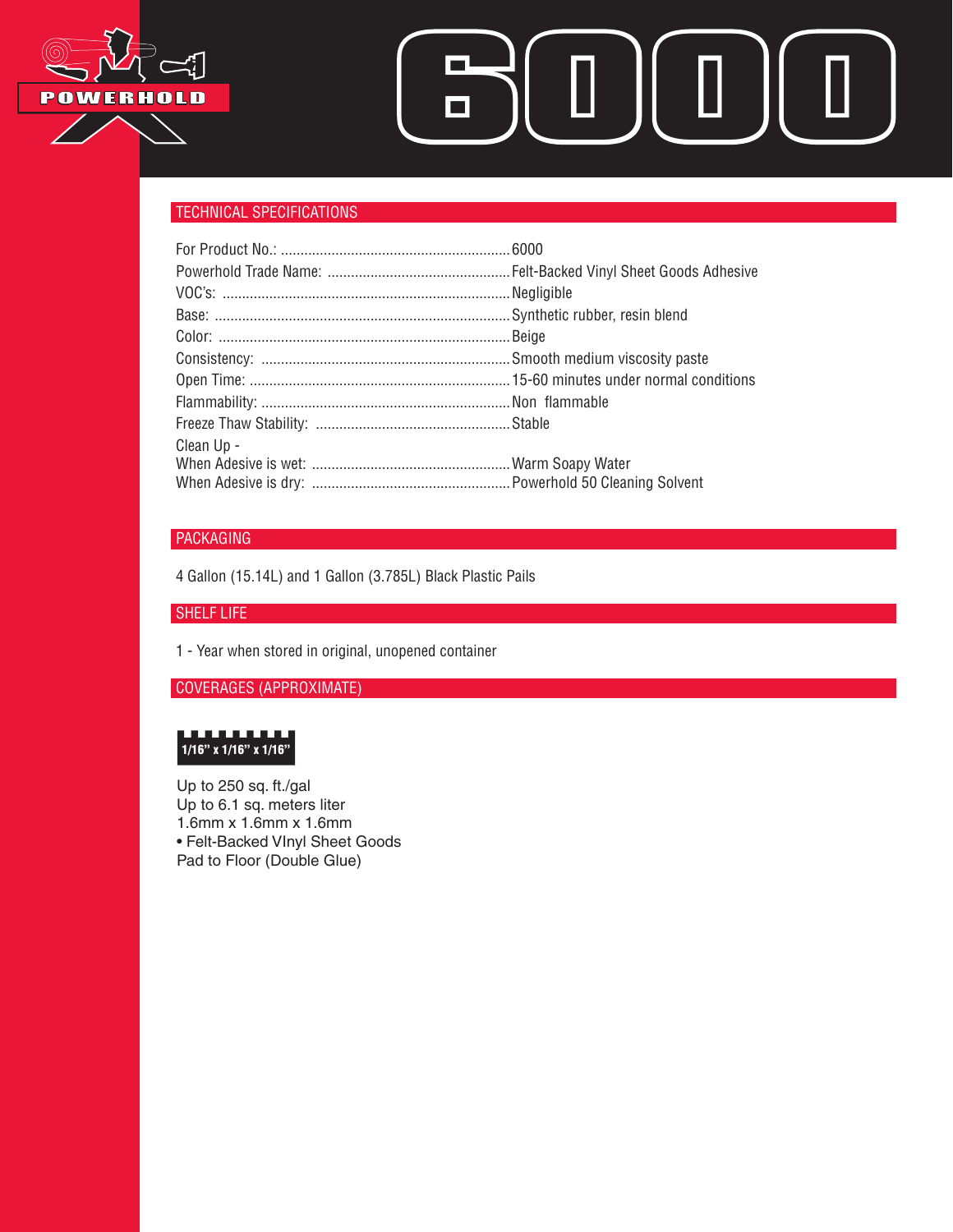POWERHOLD

# 6000

## TECHNICAL SPECIFICATIONS

| | |
|---|---|
| For Product No.: | 6000 |
| Powerhold Trade Name: | Felt-Backed Vinyl Sheet Goods Adhesive |
| VOC's: | Negligible |
| Base: | Synthetic rubber, resin blend |
| Color: | Beige |
| Consistency: | Smooth medium viscosity paste |
| Open Time: | 15-60 minutes under normal conditions |
| Flammability: | Non flammable |
| Freeze Thaw Stability: | Stable |
| Clean Up - | |
| When Adesive is wet: | Warm Soapy Water |
| When Adesive is dry: | Powerhold 50 Cleaning Solvent |

## PACKAGING

4 Gallon (15.14L) and 1 Gallon (3.785L) Black Plastic Pails

## SHELF LIFE

1 - Year when stored in original, unopened container

## COVERAGES (APPROXIMATE)

1/16" x 1/16" x 1/16"

Up to 250 sq. ft./gal
Up to 6.1 sq. meters liter
1.6mm x 1.6mm x 1.6mm
• Felt-Backed VInyl Sheet Goods
Pad to Floor (Double Glue)